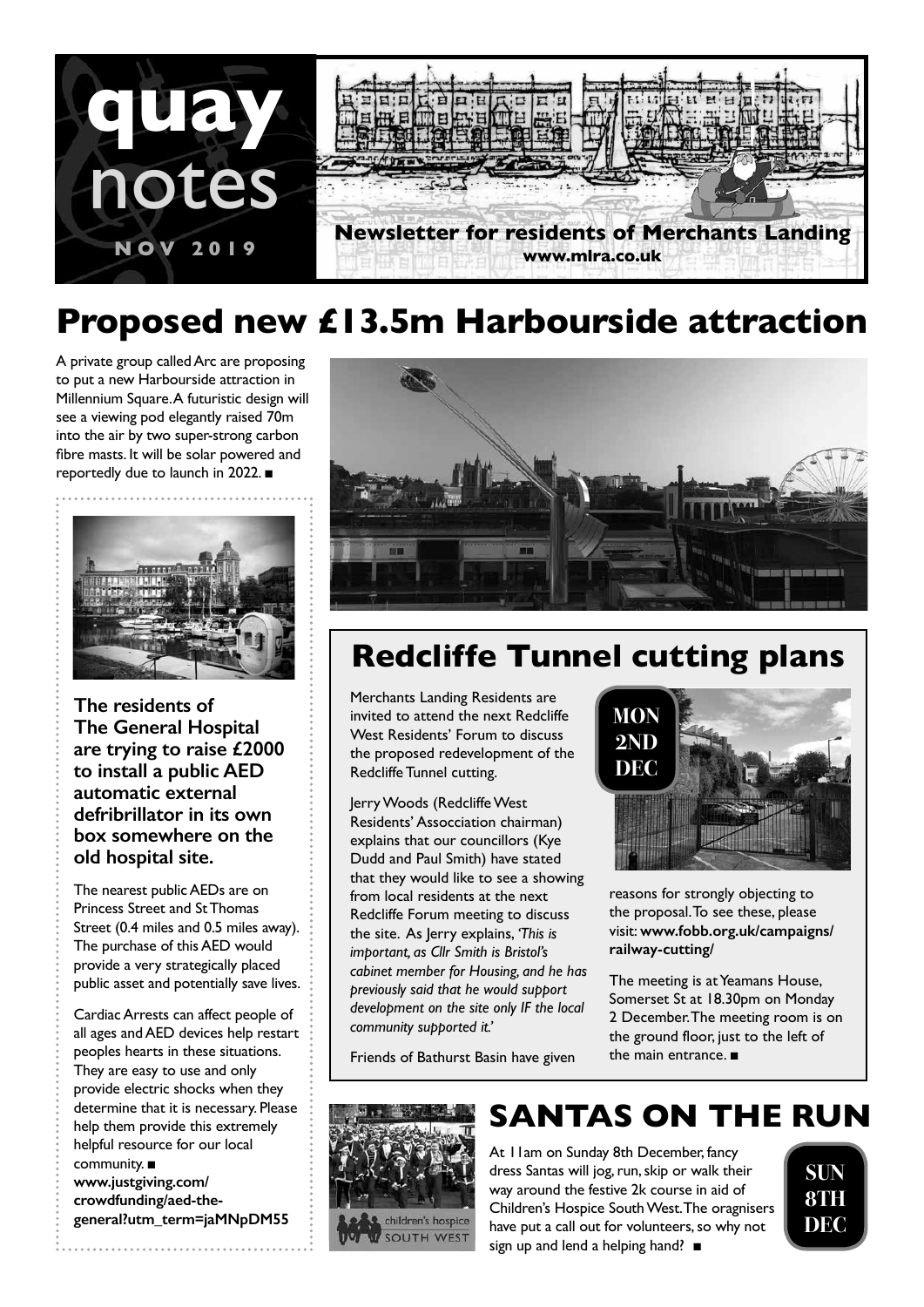# quay notes

**NOV 2019**

**Newsletter for residents of Merchants Landing**
**www.mlra.co.uk**

## Proposed new £13.5m Harbourside attraction

A private group called Arc are proposing to put a new Harbourside attraction in Millennium Square. A futuristic design will see a viewing pod elegantly raised 70m into the air by two super-strong carbon fibre masts. It will be solar powered and reportedly due to launch in 2022. ■

**The residents of The General Hospital are trying to raise £2000 to install a public AED automatic external defribrillator in its own box somewhere on the old hospital site.**

The nearest public AEDs are on Princess Street and St Thomas Street (0.4 miles and 0.5 miles away). The purchase of this AED would provide a very strategically placed public asset and potentially save lives.

Cardiac Arrests can affect people of all ages and AED devices help restart peoples hearts in these situations. They are easy to use and only provide electric shocks when they determine that it is necessary. Please help them provide this extremely helpful resource for our local community. ■

**www.justgiving.com/crowdfunding/aed-the-general?utm_term=jaMNpDM55**

## Redcliffe Tunnel cutting plans

**MON 2ND DEC**

Merchants Landing Residents are invited to attend the next Redcliffe West Residents' Forum to discuss the proposed redevelopment of the Redcliffe Tunnel cutting.

Jerry Woods (Redcliffe West Residents' Assocciation chairman) explains that our councillors (Kye Dudd and Paul Smith) have stated that they would like to see a showing from local residents at the next Redcliffe Forum meeting to discuss the site. As Jerry explains, *'This is important, as Cllr Smith is Bristol's cabinet member for Housing, and he has previously said that he would support development on the site only IF the local community supported it.'*

Friends of Bathurst Basin have given reasons for strongly objecting to the proposal. To see these, please visit: **www.fobb.org.uk/campaigns/railway-cutting/**

The meeting is at Yeamans House, Somerset St at 18.30pm on Monday 2 December. The meeting room is on the ground floor, just to the left of the main entrance. ■

## SANTAS ON THE RUN

**SUN 8TH DEC**

At 11am on Sunday 8th December, fancy dress Santas will jog, run, skip or walk their way around the festive 2k course in aid of Children's Hospice South West. The oragnisers have put a call out for volunteers, so why not sign up and lend a helping hand? ■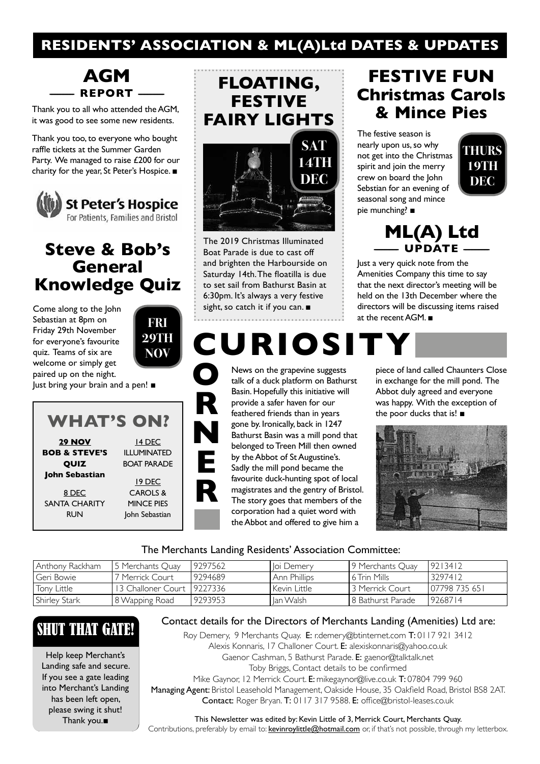# RESIDENTS' ASSOCIATION & ML(A)Ltd DATES & UPDATES

## AGM

### REPORT

Thank you to all who attended the AGM, it was good to see some new residents.

Thank you too, to everyone who bought raffle tickets at the Summer Garden Party. We managed to raise £200 for our charity for the year, St Peter's Hospice. ■

St Peter's Hospice
For Patients, Families and Bristol

## Steve & Bob's General Knowledge Quiz

FRI 29TH NOV

Come along to the John Sebastian at 8pm on Friday 29th November for everyone's favourite quiz. Teams of six are welcome or simply get paired up on the night. Just bring your brain and a pen! ■

## WHAT'S ON?

| | |
|---|---|
| **29 NOV** **BOB & STEVE'S QUIZ** **John Sebastian** | 14 DEC ILLUMINATED BOAT PARADE |
| 8 DEC SANTA CHARITY RUN | 19 DEC CAROLS & MINCE PIES John Sebastian |

## FLOATING, FESTIVE FAIRY LIGHTS

SAT 14TH DEC

The 2019 Christmas Illuminated Boat Parade is due to cast off and brighten the Harbourside on Saturday 14th. The floatilla is due to set sail from Bathurst Basin at 6:30pm. It's always a very festive sight, so catch it if you can. ■

## FESTIVE FUN Christmas Carols & Mince Pies

THURS 19TH DEC

The festive season is nearly upon us, so why not get into the Christmas spirit and join the merry crew on board the John Sebstian for an evening of seasonal song and mince pie munching? ■

## ML(A) Ltd

### UPDATE

Just a very quick note from the Amenities Company this time to say that the next director's meeting will be held on the 13th December where the directors will be discussing items raised at the recent AGM. ■

## CURIOSITY CORNER

News on the grapevine suggests talk of a duck platform on Bathurst Basin. Hopefully this initiative will provide a safer haven for our feathered friends than in years gone by. Ironically, back in 1247 Bathurst Basin was a mill pond that belonged to Treen Mill then owned by the Abbot of St Augustine's. Sadly the mill pond became the favourite duck-hunting spot of local magistrates and the gentry of Bristol. The story goes that members of the corporation had a quiet word with the Abbot and offered to give him a piece of land called Chaunters Close in exchange for the mill pond. The Abbot duly agreed and everyone was happy. With the exception of the poor ducks that is! ■

The Merchants Landing Residents' Association Committee:

| | | | | | |
|---|---|---|---|---|---|
| Anthony Rackham | 5 Merchants Quay | 9297562 | Joi Demery | 9 Merchants Quay | 9213412 |
| Geri Bowie | 7 Merrick Court | 9294689 | Ann Phillips | 6 Trin Mills | 3297412 |
| Tony Little | 13 Challoner Court | 9227336 | Kevin Little | 3 Merrick Court | 07798 735 651 |
| Shirley Stark | 8 Wapping Road | 9293953 | Jan Walsh | 8 Bathurst Parade | 9268714 |

## SHUT THAT GATE!

Help keep Merchant's Landing safe and secure. If you see a gate leading into Merchant's Landing has been left open, please swing it shut! Thank you.■

Contact details for the Directors of Merchants Landing (Amenities) Ltd are:

Roy Demery, 9 Merchants Quay. **E:** r.demery@btinternet.com **T:** 0117 921 3412
Alexis Konnaris, 17 Challoner Court. **E:** alexiskonnaris@yahoo.co.uk
Gaenor Cashman, 5 Bathurst Parade. **E:** gaenor@talktalk.net
Toby Briggs, Contact details to be confirmed
Mike Gaynor, 12 Merrick Court. **E:** mikegaynor@live.co.uk **T:** 07804 799 960
**Managing Agent:** Bristol Leasehold Management, Oakside House, 35 Oakfield Road, Bristol BS8 2AT.
**Contact:** Roger Bryan. **T:** 0117 317 9588. **E:** office@bristol-leases.co.uk

This Newsletter was edited by: Kevin Little of 3, Merrick Court, Merchants Quay.
Contributions, preferably by email to: kevinroylittle@hotmail.com or, if that's not possible, through my letterbox.